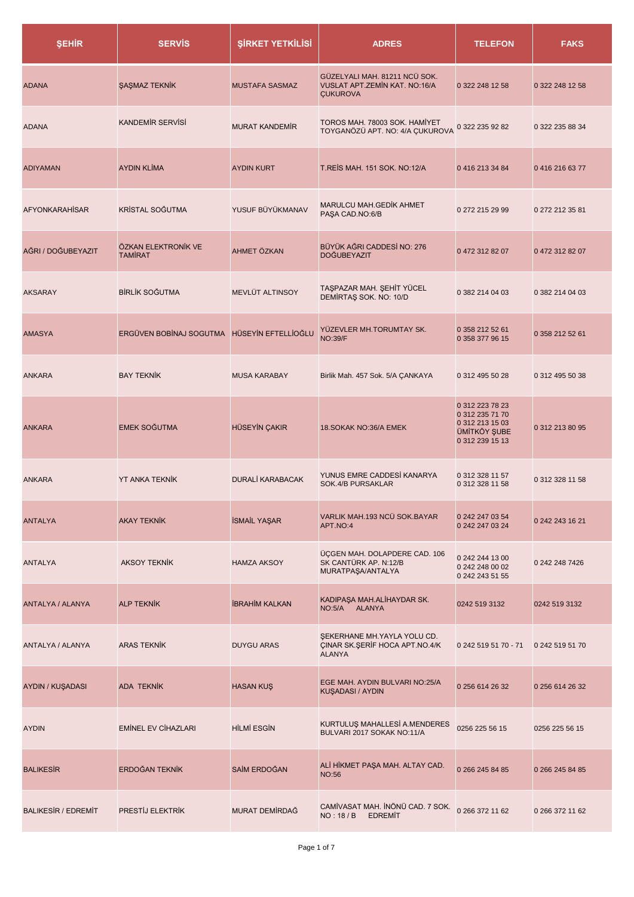| ŞEHİR | SERVİS | ŞİRKET YETKİLİSİ | ADRES | TELEFON | FAKS |
|---|---|---|---|---|---|
| ADANA | ŞAŞMAZ TEKNİK | MUSTAFA SASMAZ | GÜZELYALI MAH. 81211 NCÜ SOK. VUSLAT APT.ZEMİN KAT. NO:16/A ÇUKUROVA | 0 322 248 12 58 | 0 322 248 12 58 |
| ADANA | KANDEMİR SERVİSİ | MURAT KANDEMİR | TOROS MAH. 78003 SOK. HAMİYET TOYGANÖZÜ APT. NO: 4/A ÇUKUROVA | 0 322 235 92 82 | 0 322 235 88 34 |
| ADIYAMAN | AYDIN KLİMA | AYDIN KURT | T.REİS MAH. 151 SOK. NO:12/A | 0 416 213 34 84 | 0 416 216 63 77 |
| AFYONKARAHİSAR | KRİSTAL SOĞUTMA | YUSUF BÜYÜKMANAV | MARULCU MAH.GEDİK AHMET PAŞA CAD.NO:6/B | 0 272 215 29 99 | 0 272 212 35 81 |
| AĞRI / DOĞUBEYAZIT | ÖZKAN ELEKTRONİK VE TAMİRAT | AHMET ÖZKAN | BÜYÜK AĞRI CADDESİ NO: 276 DOĞUBEYAZIT | 0 472 312 82 07 | 0 472 312 82 07 |
| AKSARAY | BİRLİK SOĞUTMA | MEVLÜT ALTINSOY | TAŞPAZAR MAH. ŞEHİT YÜCEL DEMİRTAŞ SOK. NO: 10/D | 0 382 214 04 03 | 0 382 214 04 03 |
| AMASYA | ERGÜVEN BOBİNAJ SOGUTMA | HÜSEYİN EFTELLİOĞLU | YÜZEVLER MH.TORUMTAY SK. NO:39/F | 0 358 212 52 61<br>0 358 377 96 15 | 0 358 212 52 61 |
| ANKARA | BAY TEKNİK | MUSA KARABAY | Birlik Mah. 457 Sok. 5/A ÇANKAYA | 0 312 495 50 28 | 0 312 495 50 38 |
| ANKARA | EMEK SOĞUTMA | HÜSEYİN ÇAKIR | 18.SOKAK NO:36/A EMEK | 0 312 223 78 23<br>0 312 235 71 70<br>0 312 213 15 03<br>ÜMİTKÖY ŞUBE<br>0 312 239 15 13 | 0 312 213 80 95 |
| ANKARA | YT ANKA TEKNİK | DURALİ KARABACAK | YUNUS EMRE CADDESİ KANARYA SOK.4/B PURSAKLAR | 0 312 328 11 57<br>0 312 328 11 58 | 0 312 328 11 58 |
| ANTALYA | AKAY TEKNİK | İSMAİL YAŞAR | VARLIK MAH.193 NCÜ SOK.BAYAR APT.NO:4 | 0 242 247 03 54<br>0 242 247 03 24 | 0 242 243 16 21 |
| ANTALYA | AKSOY TEKNİK | HAMZA AKSOY | ÜÇGEN MAH. DOLAPDERE CAD. 106 SK CANTÜRK AP. N:12/B MURATPAŞA/ANTALYA | 0 242 244 13 00<br>0 242 248 00 02<br>0 242 243 51 55 | 0 242 248 7426 |
| ANTALYA / ALANYA | ALP TEKNİK | İBRAHİM KALKAN | KADIPAŞA MAH.ALİHAYDAR SK. NO:5/A ALANYA | 0242 519 3132 | 0242 519 3132 |
| ANTALYA / ALANYA | ARAS TEKNİK | DUYGU ARAS | ŞEKERHANE MH.YAYLA YOLU CD. ÇINAR SK.ŞERİF HOCA APT.NO.4/K ALANYA | 0 242 519 51 70 - 71 | 0 242 519 51 70 |
| AYDIN / KUŞADASI | ADA TEKNİK | HASAN KUŞ | EGE MAH. AYDIN BULVARI NO:25/A KUŞADASI / AYDIN | 0 256 614 26 32 | 0 256 614 26 32 |
| AYDIN | EMİNEL EV CİHAZLARI | HİLMİ ESGİN | KURTULUŞ MAHALLESİ A.MENDERES BULVARI 2017 SOKAK NO:11/A | 0256 225 56 15 | 0256 225 56 15 |
| BALIKESİR | ERDOĞAN TEKNİK | SAİM ERDOĞAN | ALİ HİKMET PAŞA MAH. ALTAY CAD. NO:56 | 0 266 245 84 85 | 0 266 245 84 85 |
| BALIKESİR / EDREMİT | PRESTİJ ELEKTRİK | MURAT DEMİRDAĞ | CAMİVASAT MAH. İNÖNÜ CAD. 7 SOK. NO : 18 / B EDREMİT | 0 266 372 11 62 | 0 266 372 11 62 |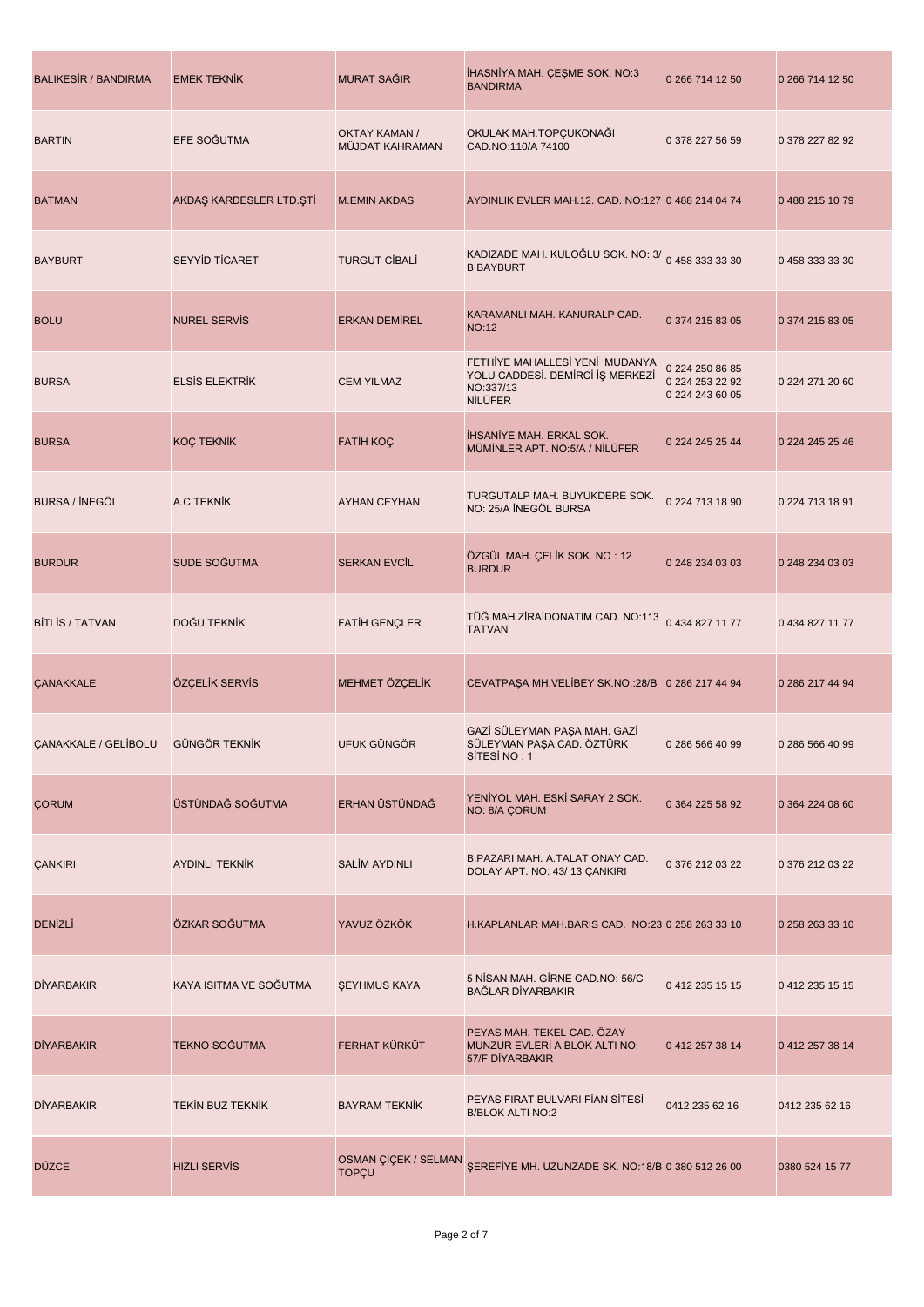| BALIKESİR / BANDIRMA | EMEK TEKNİK | MURAT SAĞIR | İHASNİYA MAH. ÇEŞME SOK. NO:3 BANDIRMA | 0 266 714 12 50 | 0 266 714 12 50 |
|---|---|---|---|---|---|
| BARTIN | EFE SOĞUTMA | OKTAY KAMAN / MÜJDAT KAHRAMAN | OKULAK MAH.TOPÇUKONAĞI CAD.NO:110/A 74100 | 0 378 227 56 59 | 0 378 227 82 92 |
| BATMAN | AKDAŞ KARDESLER LTD.ŞTİ | M.EMIN AKDAS | AYDINLIK EVLER MAH.12. CAD. NO:127 | 0 488 214 04 74 | 0 488 215 10 79 |
| BAYBURT | SEYYİD TİCARET | TURGUT CİBALİ | KADIZADE MAH. KULOĞLU SOK. NO: 3/B BAYBURT | 0 458 333 33 30 | 0 458 333 33 30 |
| BOLU | NUREL SERVİS | ERKAN DEMİREL | KARAMANLI MAH. KANURALP CAD. NO:12 | 0 374 215 83 05 | 0 374 215 83 05 |
| BURSA | ELSİS ELEKTRİK | CEM YILMAZ | FETHİYE MAHALLESİ YENİ MUDANYA YOLU CADDESİ. DEMİRCİ İŞ MERKEZİ NO:337/13 NİLÜFER | 0 224 250 86 85 0 224 253 22 92 0 224 243 60 05 | 0 224 271 20 60 |
| BURSA | KOÇ TEKNİK | FATİH KOÇ | İHSANİYE MAH. ERKAL SOK. MÜMİNLER APT. NO:5/A / NİLÜFER | 0 224 245 25 44 | 0 224 245 25 46 |
| BURSA / İNEGÖL | A.C TEKNİK | AYHAN CEYHAN | TURGUTALP MAH. BÜYÜKDERE SOK. NO: 25/A İNEGÖL BURSA | 0 224 713 18 90 | 0 224 713 18 91 |
| BURDUR | SUDE SOĞUTMA | SERKAN EVCİL | ÖZGÜL MAH. ÇELİK SOK. NO : 12 BURDUR | 0 248 234 03 03 | 0 248 234 03 03 |
| BİTLİS / TATVAN | DOĞU TEKNİK | FATİH GENÇLER | TÜĞ MAH.ZİRAİDONATIM CAD. NO:113 TATVAN | 0 434 827 11 77 | 0 434 827 11 77 |
| ÇANAKKALE | ÖZÇELİK SERVİS | MEHMET ÖZÇELİK | CEVATPAŞA MH.VELİBEY SK.NO.:28/B | 0 286 217 44 94 | 0 286 217 44 94 |
| ÇANAKKALE / GELİBOLU | GÜNGÖR TEKNİK | UFUK GÜNGÖR | GAZİ SÜLEYMAN PAŞA MAH. GAZİ SÜLEYMAN PAŞA CAD. ÖZTÜRK SİTESİ NO : 1 | 0 286 566 40 99 | 0 286 566 40 99 |
| ÇORUM | ÜSTÜNDAĞ SOĞUTMA | ERHAN ÜSTÜNDAĞ | YENİYOL MAH. ESKİ SARAY 2 SOK. NO: 8/A ÇORUM | 0 364 225 58 92 | 0 364 224 08 60 |
| ÇANKIRI | AYDINLI TEKNİK | SALİM AYDINLI | B.PAZARI MAH. A.TALAT ONAY CAD. DOLAY APT. NO: 43/ 13 ÇANKIRI | 0 376 212 03 22 | 0 376 212 03 22 |
| DENİZLİ | ÖZKAR SOĞUTMA | YAVUZ ÖZKÖK | H.KAPLANLAR MAH.BARIS CAD. NO:23 | 0 258 263 33 10 | 0 258 263 33 10 |
| DİYARBAKIR | KAYA ISITMA VE SOĞUTMA | ŞEYHMUS KAYA | 5 NİSAN MAH. GİRNE CAD.NO: 56/C BAĞLAR DİYARBAKIR | 0 412 235 15 15 | 0 412 235 15 15 |
| DİYARBAKIR | TEKNO SOĞUTMA | FERHAT KÜRKÜT | PEYAS MAH. TEKEL CAD. ÖZAY MUNZUR EVLERİ A BLOK ALTI NO: 57/F DİYARBAKIR | 0 412 257 38 14 | 0 412 257 38 14 |
| DİYARBAKIR | TEKİN BUZ TEKNİK | BAYRAM TEKNİK | PEYAS FIRAT BULVARI FİAN SİTESİ B/BLOK ALTI NO:2 | 0412 235 62 16 | 0412 235 62 16 |
| DÜZCE | HIZLI SERVİS | OSMAN ÇİÇEK / SELMAN TOPÇU | ŞEREFİYE MH. UZUNZADE SK. NO:18/B | 0 380 512 26 00 | 0380 524 15 77 |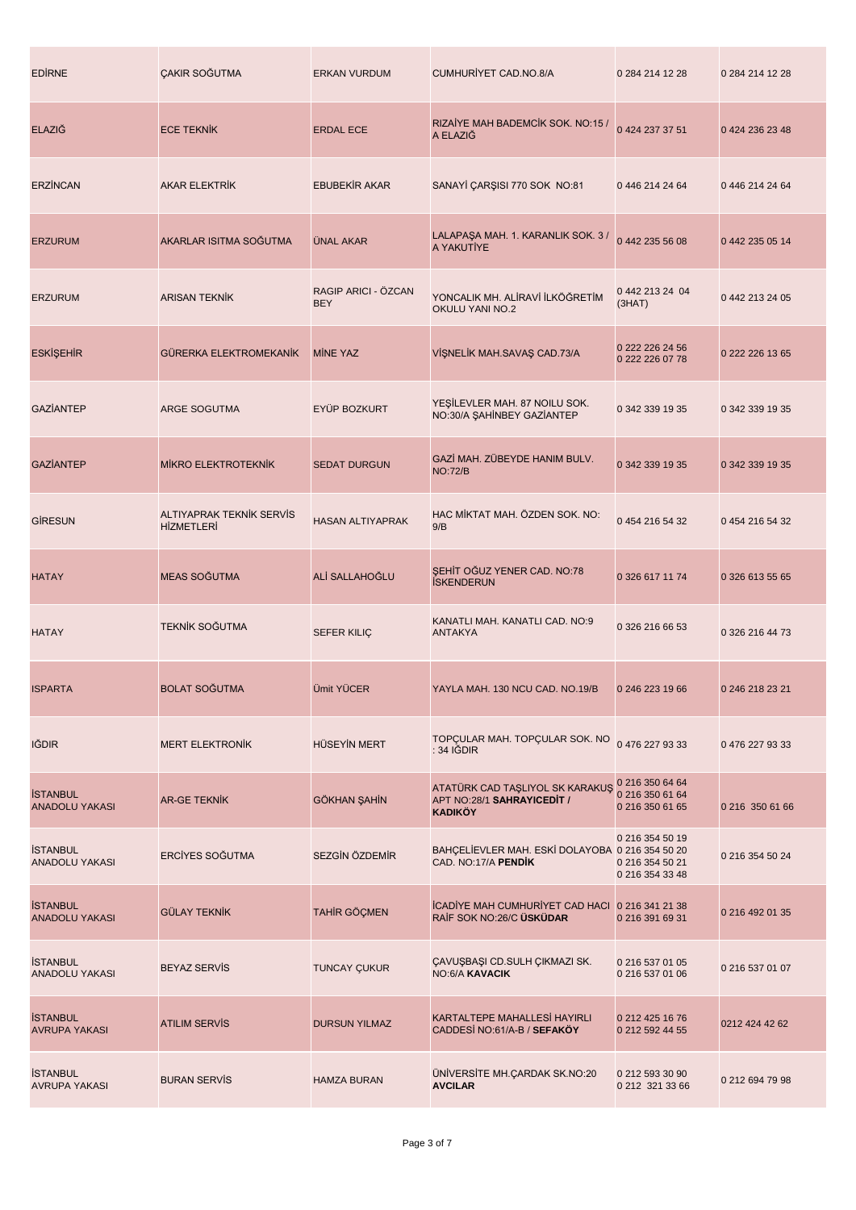| EDİRNE | ÇAKIR SOĞUTMA | ERKAN VURDUM | CUMHURİYET CAD.NO.8/A | 0 284 214 12 28 | 0 284 214 12 28 |
|---|---|---|---|---|---|
| ELAZIĞ | ECE TEKNİK | ERDAL ECE | RIZAİYE MAH BADEMCİK SOK. NO:15 / A ELAZIĞ | 0 424 237 37 51 | 0 424 236 23 48 |
| ERZİNCAN | AKAR ELEKTRİK | EBUBEKİR AKAR | SANAYİ ÇARŞISI 770 SOK NO:81 | 0 446 214 24 64 | 0 446 214 24 64 |
| ERZURUM | AKARLAR ISITMA SOĞUTMA | ÜNAL AKAR | LALAPAŞA MAH. 1. KARANLIK SOK. 3 / A YAKUTİYE | 0 442 235 56 08 | 0 442 235 05 14 |
| ERZURUM | ARISAN TEKNİK | RAGIP ARICI - ÖZCAN BEY | YONCALIK MH. ALİRAVİ İLKÖĞRETİM OKULU YANI NO.2 | 0 442 213 24 04 (3HAT) | 0 442 213 24 05 |
| ESKİŞEHİR | GÜRERKA ELEKTROMEKANİK | MİNE YAZ | VİŞNELİK MAH.SAVAŞ CAD.73/A | 0 222 226 24 56<br>0 222 226 07 78 | 0 222 226 13 65 |
| GAZİANTEP | ARGE SOGUTMA | EYÜP BOZKURT | YEŞİLEVLER MAH. 87 NOILU SOK. NO:30/A ŞAHİNBEY GAZİANTEP | 0 342 339 19 35 | 0 342 339 19 35 |
| GAZİANTEP | MİKRO ELEKTROTEKNİK | SEDAT DURGUN | GAZİ MAH. ZÜBEYDE HANIM BULV. NO:72/B | 0 342 339 19 35 | 0 342 339 19 35 |
| GİRESUN | ALTIYAPRAK TEKNİK SERVİS HİZMETLERİ | HASAN ALTIYAPRAK | HAC MİKTAT MAH. ÖZDEN SOK. NO: 9/B | 0 454 216 54 32 | 0 454 216 54 32 |
| HATAY | MEAS SOĞUTMA | ALİ SALLAHOĞLU | ŞEHİT OĞUZ YENER CAD. NO:78 İSKENDERUN | 0 326 617 11 74 | 0 326 613 55 65 |
| HATAY | TEKNİK SOĞUTMA | SEFER KILIÇ | KANATLI MAH. KANATLI CAD. NO:9 ANTAKYA | 0 326 216 66 53 | 0 326 216 44 73 |
| ISPARTA | BOLAT SOĞUTMA | Ümit YÜCER | YAYLA MAH. 130 NCU CAD. NO.19/B | 0 246 223 19 66 | 0 246 218 23 21 |
| IĞDIR | MERT ELEKTRONİK | HÜSEYİN MERT | TOPÇULAR MAH. TOPÇULAR SOK. NO : 34 IĞDIR | 0 476 227 93 33 | 0 476 227 93 33 |
| İSTANBUL ANADOLU YAKASI | AR-GE TEKNİK | GÖKHAN ŞAHİN | ATATÜRK CAD TAŞLIYOL SK KARAKUŞ APT NO:28/1 **SAHRAYICEDİT / KADIKÖY** | 0 216 350 64 64<br>0 216 350 61 64<br>0 216 350 61 65 | 0 216 350 61 66 |
| İSTANBUL ANADOLU YAKASI | ERCİYES SOĞUTMA | SEZGİN ÖZDEMİR | BAHÇELİEVLER MAH. ESKİ DOLAYOBA CAD. NO:17/A **PENDİK** | 0 216 354 50 19<br>0 216 354 50 20<br>0 216 354 50 21<br>0 216 354 33 48 | 0 216 354 50 24 |
| İSTANBUL ANADOLU YAKASI | GÜLAY TEKNİK | TAHİR GÖÇMEN | İCADİYE MAH CUMHURİYET CAD HACI RAİF SOK NO:26/C **ÜSKÜDAR** | 0 216 341 21 38<br>0 216 391 69 31 | 0 216 492 01 35 |
| İSTANBUL ANADOLU YAKASI | BEYAZ SERVİS | TUNCAY ÇUKUR | ÇAVUŞBAŞI CD.SULH ÇIKMAZI SK. NO:6/A **KAVACIK** | 0 216 537 01 05<br>0 216 537 01 06 | 0 216 537 01 07 |
| İSTANBUL AVRUPA YAKASI | ATILIM SERVİS | DURSUN YILMAZ | KARTALTEPE MAHALLESİ HAYIRLI CADDESİ NO:61/A-B / **SEFAKÖY** | 0 212 425 16 76<br>0 212 592 44 55 | 0212 424 42 62 |
| İSTANBUL AVRUPA YAKASI | BURAN SERVİS | HAMZA BURAN | ÜNİVERSİTE MH.ÇARDAK SK.NO:20 **AVCILAR** | 0 212 593 30 90<br>0 212 321 33 66 | 0 212 694 79 98 |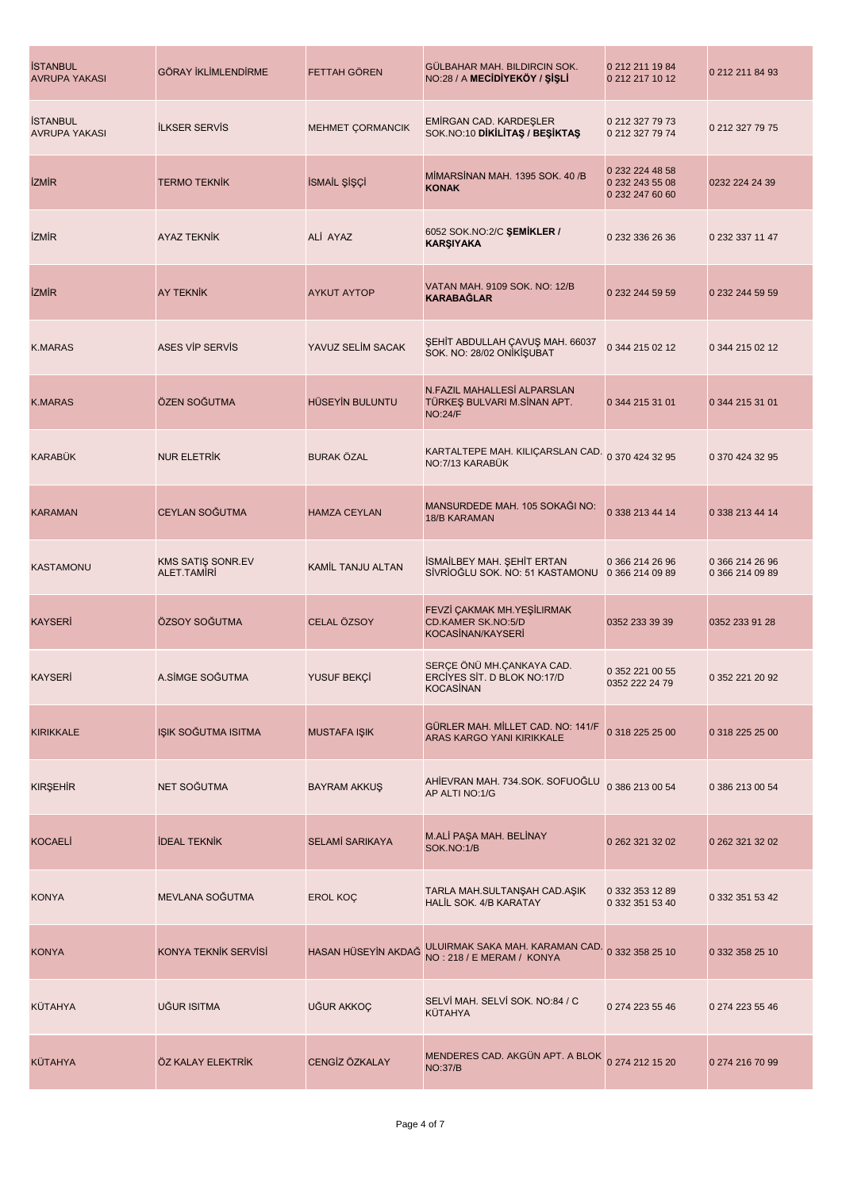| | | | | | |
|---|---|---|---|---|---|
| İSTANBUL AVRUPA YAKASI | GÖRAY İKLİMLENDİRME | FETTAH GÖREN | GÜLBAHAR MAH. BILDIRCIN SOK. NO:28 / A **MECİDİYEKÖY / ŞİŞLİ** | 0 212 211 19 84<br>0 212 217 10 12 | 0 212 211 84 93 |
| İSTANBUL AVRUPA YAKASI | İLKSER SERVİS | MEHMET ÇORMANCIK | EMİRGAN CAD. KARDEŞLER SOK.NO:10 **DİKİLİTAŞ / BEŞİKTAŞ** | 0 212 327 79 73<br>0 212 327 79 74 | 0 212 327 79 75 |
| İZMİR | TERMO TEKNİK | İSMAİL ŞİŞÇİ | MİMARSİNAN MAH. 1395 SOK. 40 /B **KONAK** | 0 232 224 48 58<br>0 232 243 55 08<br>0 232 247 60 60 | 0232 224 24 39 |
| İZMİR | AYAZ TEKNİK | ALİ AYAZ | 6052 SOK.NO:2/C **ŞEMİKLER / KARŞIYAKA** | 0 232 336 26 36 | 0 232 337 11 47 |
| İZMİR | AY TEKNİK | AYKUT AYTOP | VATAN MAH. 9109 SOK. NO: 12/B **KARABAĞLAR** | 0 232 244 59 59 | 0 232 244 59 59 |
| K.MARAS | ASES VİP SERVİS | YAVUZ SELİM SACAK | ŞEHİT ABDULLAH ÇAVUŞ MAH. 66037 SOK. NO: 28/02 ONİKİŞUBAT | 0 344 215 02 12 | 0 344 215 02 12 |
| K.MARAS | ÖZEN SOĞUTMA | HÜSEYİN BULUNTU | N.FAZIL MAHALLESİ ALPARSLAN TÜRKEŞ BULVARI M.SİNAN APT. NO:24/F | 0 344 215 31 01 | 0 344 215 31 01 |
| KARABÜK | NUR ELETRİK | BURAK ÖZAL | KARTALTEPE MAH. KILIÇARSLAN CAD. NO:7/13 KARABÜK | 0 370 424 32 95 | 0 370 424 32 95 |
| KARAMAN | CEYLAN SOĞUTMA | HAMZA CEYLAN | MANSURDEDE MAH. 105 SOKAĞI NO: 18/B KARAMAN | 0 338 213 44 14 | 0 338 213 44 14 |
| KASTAMONU | KMS SATIŞ SONR.EV ALET.TAMİRİ | KAMİL TANJU ALTAN | İSMAİLBEY MAH. ŞEHİT ERTAN SİVRİOĞLU SOK. NO: 51 KASTAMONU | 0 366 214 26 96<br>0 366 214 09 89 | 0 366 214 26 96<br>0 366 214 09 89 |
| KAYSERİ | ÖZSOY SOĞUTMA | CELAL ÖZSOY | FEVZİ ÇAKMAK MH.YEŞİLIRMAK CD.KAMER SK.NO:5/D KOCASİNAN/KAYSERİ | 0352 233 39 39 | 0352 233 91 28 |
| KAYSERİ | A.SİMGE SOĞUTMA | YUSUF BEKÇİ | SERÇE ÖNÜ MH.ÇANKAYA CAD. ERCİYES SİT. D BLOK NO:17/D KOCASİNAN | 0 352 221 00 55<br>0352 222 24 79 | 0 352 221 20 92 |
| KIRIKKALE | IŞIK SOĞUTMA ISITMA | MUSTAFA IŞIK | GÜRLER MAH. MİLLET CAD. NO: 141/F ARAS KARGO YANI KIRIKKALE | 0 318 225 25 00 | 0 318 225 25 00 |
| KIRŞEHİR | NET SOĞUTMA | BAYRAM AKKUŞ | AHİEVRAN MAH. 734.SOK. SOFUOĞLU AP ALTI NO:1/G | 0 386 213 00 54 | 0 386 213 00 54 |
| KOCAELİ | İDEAL TEKNİK | SELAMİ SARIKAYA | M.ALİ PAŞA MAH. BELİNAY SOK.NO:1/B | 0 262 321 32 02 | 0 262 321 32 02 |
| KONYA | MEVLANA SOĞUTMA | EROL KOÇ | TARLA MAH.SULTANŞAH CAD.AŞIK HALİL SOK. 4/B KARATAY | 0 332 353 12 89<br>0 332 351 53 40 | 0 332 351 53 42 |
| KONYA | KONYA TEKNİK SERVİSİ | HASAN HÜSEYİN AKDAĞ | ULUIRMAK SAKA MAH. KARAMAN CAD. NO : 218 / E MERAM / KONYA | 0 332 358 25 10 | 0 332 358 25 10 |
| KÜTAHYA | UĞUR ISITMA | UĞUR AKKOÇ | SELVİ MAH. SELVİ SOK. NO:84 / C KÜTAHYA | 0 274 223 55 46 | 0 274 223 55 46 |
| KÜTAHYA | ÖZ KALAY ELEKTRİK | CENGİZ ÖZKALAY | MENDERES CAD. AKGÜN APT. A BLOK NO:37/B | 0 274 212 15 20 | 0 274 216 70 99 |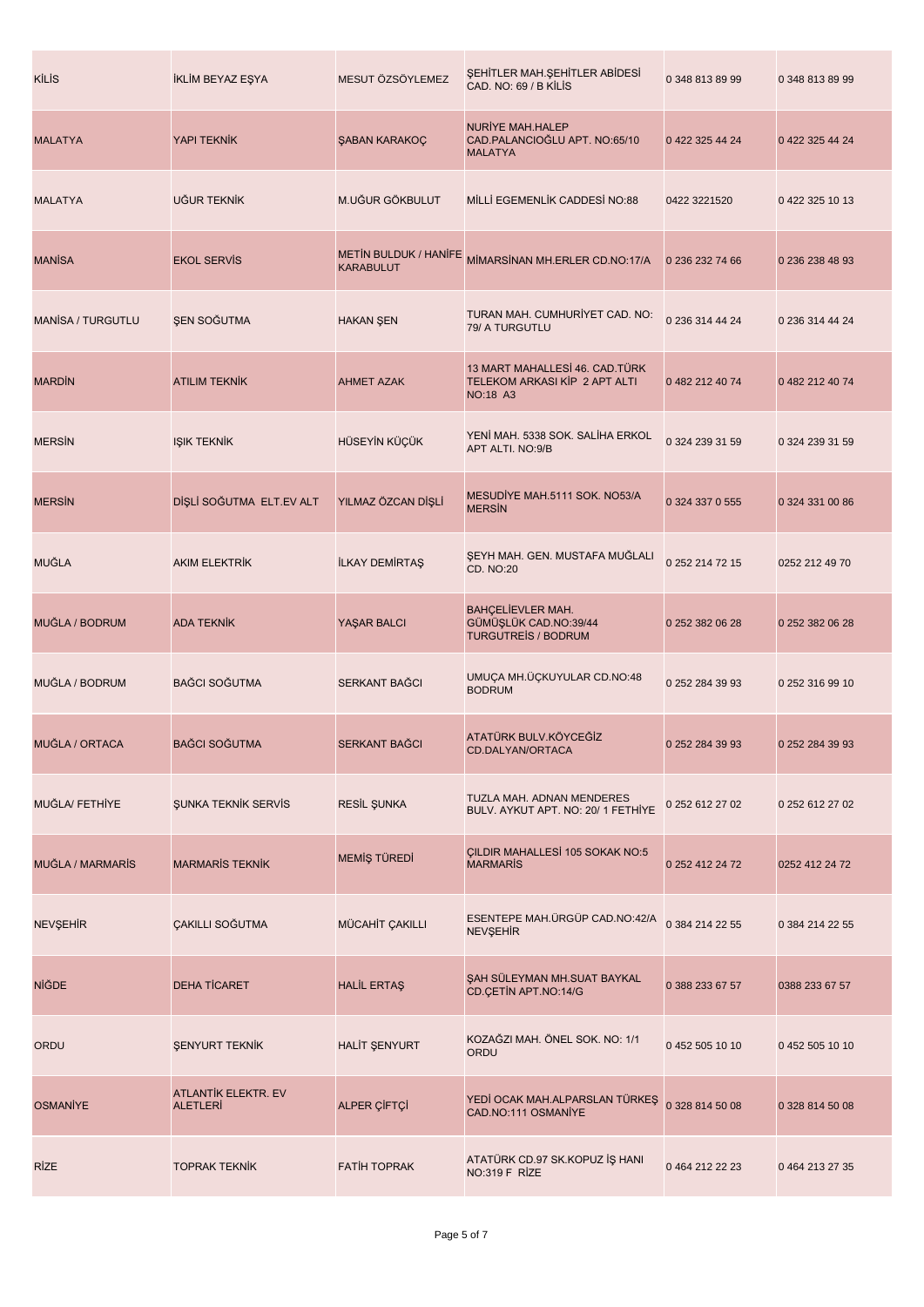| KİLİS | İKLİM BEYAZ EŞYA | MESUT ÖZSÖYLEMEZ | ŞEHİTLER MAH.ŞEHİTLER ABİDESİ CAD. NO: 69 / B KİLİS | 0 348 813 89 99 | 0 348 813 89 99 |
|---|---|---|---|---|---|
| MALATYA | YAPI TEKNİK | ŞABAN KARAKOÇ | NURİYE MAH.HALEP CAD.PALANCIOĞLU APT. NO:65/10 MALATYA | 0 422 325 44 24 | 0 422 325 44 24 |
| MALATYA | UĞUR TEKNİK | M.UĞUR GÖKBULUT | MİLLİ EGEMENLİK CADDESİ NO:88 | 0422 3221520 | 0 422 325 10 13 |
| MANİSA | EKOL SERVİS | METİN BULDUK / HANİFE KARABULUT | MİMARSİNAN MH.ERLER CD.NO:17/A | 0 236 232 74 66 | 0 236 238 48 93 |
| MANİSA / TURGUTLU | ŞEN SOĞUTMA | HAKAN ŞEN | TURAN MAH. CUMHURİYET CAD. NO: 79/ A TURGUTLU | 0 236 314 44 24 | 0 236 314 44 24 |
| MARDİN | ATILIM TEKNİK | AHMET AZAK | 13 MART MAHALLESİ 46. CAD.TÜRK TELEKOM ARKASI KİP 2 APT ALTI NO:18 A3 | 0 482 212 40 74 | 0 482 212 40 74 |
| MERSİN | IŞIK TEKNİK | HÜSEYİN KÜÇÜK | YENİ MAH. 5338 SOK. SALİHA ERKOL APT ALTI. NO:9/B | 0 324 239 31 59 | 0 324 239 31 59 |
| MERSİN | DİŞLİ SOĞUTMA ELT.EV ALT | YILMAZ ÖZCAN DİŞLİ | MESUDİYE MAH.5111 SOK. NO53/A MERSİN | 0 324 337 0 555 | 0 324 331 00 86 |
| MUĞLA | AKIM ELEKTRİK | İLKAY DEMİRTAŞ | ŞEYH MAH. GEN. MUSTAFA MUĞLALI CD. NO:20 | 0 252 214 72 15 | 0252 212 49 70 |
| MUĞLA / BODRUM | ADA TEKNİK | YAŞAR BALCI | BAHÇELİEVLER MAH. GÜMÜŞLÜK CAD.NO:39/44 TURGUTREİS / BODRUM | 0 252 382 06 28 | 0 252 382 06 28 |
| MUĞLA / BODRUM | BAĞCI SOĞUTMA | SERKANT BAĞCI | UMUÇA MH.ÜÇKUYULAR CD.NO:48 BODRUM | 0 252 284 39 93 | 0 252 316 99 10 |
| MUĞLA / ORTACA | BAĞCI SOĞUTMA | SERKANT BAĞCI | ATATÜRK BULV.KÖYCEĞİZ CD.DALYAN/ORTACA | 0 252 284 39 93 | 0 252 284 39 93 |
| MUĞLA/ FETHİYE | ŞUNKA TEKNİK SERVİS | RESİL ŞUNKA | TUZLA MAH. ADNAN MENDERES BULV. AYKUT APT. NO: 20/ 1 FETHİYE | 0 252 612 27 02 | 0 252 612 27 02 |
| MUĞLA / MARMARİS | MARMARİS TEKNİK | MEMİŞ TÜREDİ | ÇILDIR MAHALLESİ 105 SOKAK NO:5 MARMARİS | 0 252 412 24 72 | 0252 412 24 72 |
| NEVŞEHİR | ÇAKILLI SOĞUTMA | MÜCAHİT ÇAKILLI | ESENTEPE MAH.ÜRGÜP CAD.NO:42/A NEVŞEHİR | 0 384 214 22 55 | 0 384 214 22 55 |
| NİĞDE | DEHA TİCARET | HALİL ERTAŞ | ŞAH SÜLEYMAN MH.SUAT BAYKAL CD.ÇETİN APT.NO:14/G | 0 388 233 67 57 | 0388 233 67 57 |
| ORDU | ŞENYURT TEKNİK | HALİT ŞENYURT | KOZAĞZI MAH. ÖNEL SOK. NO: 1/1 ORDU | 0 452 505 10 10 | 0 452 505 10 10 |
| OSMANİYE | ATLANTİK ELEKTR. EV ALETLERİ | ALPER ÇİFTÇİ | YEDİ OCAK MAH.ALPARSLAN TÜRKEŞ CAD.NO:111 OSMANİYE | 0 328 814 50 08 | 0 328 814 50 08 |
| RİZE | TOPRAK TEKNİK | FATİH TOPRAK | ATATÜRK CD.97 SK.KOPUZ İŞ HANI NO:319 F RİZE | 0 464 212 22 23 | 0 464 213 27 35 |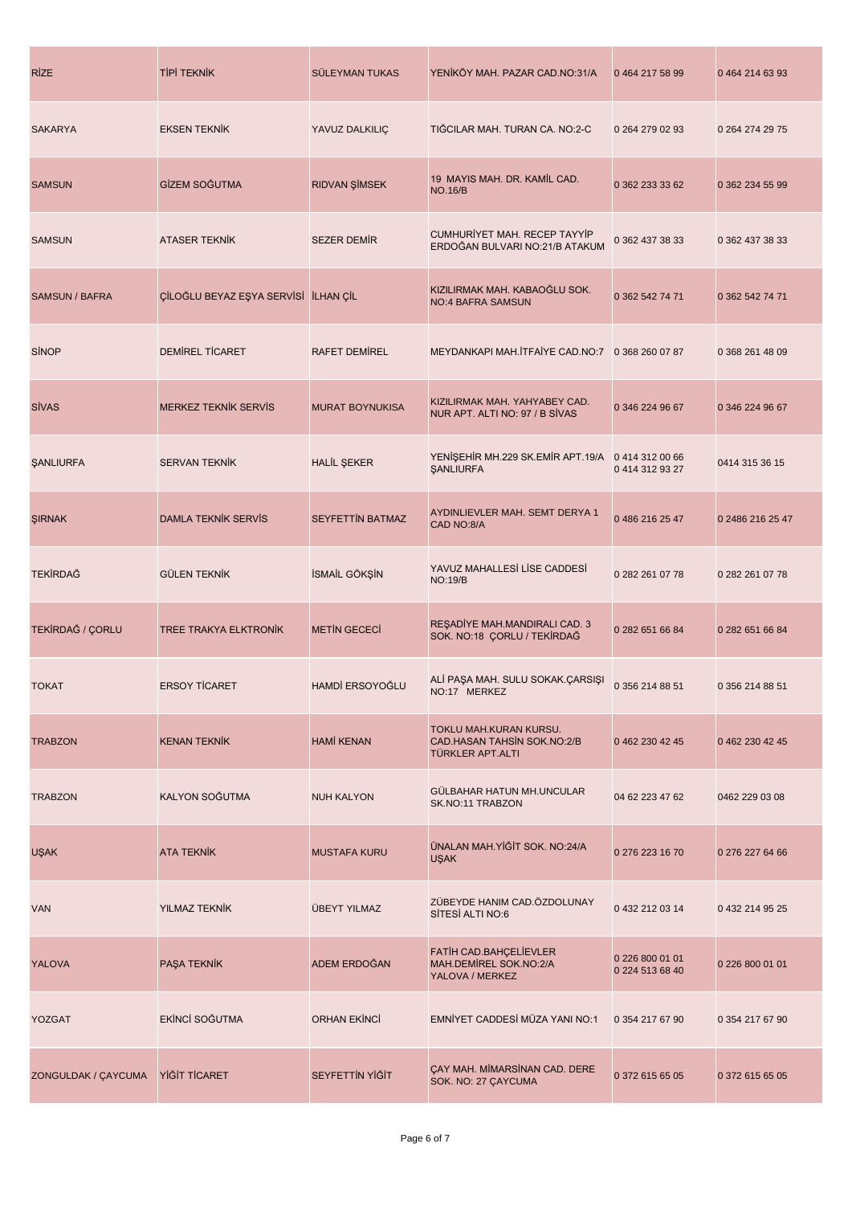| RİZE | TİPİ TEKNİK | SÜLEYMAN TUKAS | YENİKÖY MAH. PAZAR CAD.NO:31/A | 0 464 217 58 99 | 0 464 214 63 93 |
|---|---|---|---|---|---|
| SAKARYA | EKSEN TEKNİK | YAVUZ DALKILIÇ | TIĞCILAR MAH. TURAN CA. NO:2-C | 0 264 279 02 93 | 0 264 274 29 75 |
| SAMSUN | GİZEM SOĞUTMA | RIDVAN ŞİMSEK | 19 MAYIS MAH. DR. KAMİL CAD. NO.16/B | 0 362 233 33 62 | 0 362 234 55 99 |
| SAMSUN | ATASER TEKNİK | SEZER DEMİR | CUMHURİYET MAH. RECEP TAYYİP ERDOĞAN BULVARI NO:21/B ATAKUM | 0 362 437 38 33 | 0 362 437 38 33 |
| SAMSUN / BAFRA | ÇİLOĞLU BEYAZ EŞYA SERVİSİ | İLHAN ÇİL | KIZILIRMAK MAH. KABAOĞLU SOK. NO:4 BAFRA SAMSUN | 0 362 542 74 71 | 0 362 542 74 71 |
| SİNOP | DEMİREL TİCARET | RAFET DEMİREL | MEYDANKAPI MAH.İTFAİYE CAD.NO:7 | 0 368 260 07 87 | 0 368 261 48 09 |
| SİVAS | MERKEZ TEKNİK SERVİS | MURAT BOYNUKISA | KIZILIRMAK MAH. YAHYABEY CAD. NUR APT. ALTI NO: 97 / B SİVAS | 0 346 224 96 67 | 0 346 224 96 67 |
| ŞANLIURFA | SERVAN TEKNİK | HALİL ŞEKER | YENİŞEHİR MH.229 SK.EMİR APT.19/A ŞANLIURFA | 0 414 312 00 66 0 414 312 93 27 | 0414 315 36 15 |
| ŞIRNAK | DAMLA TEKNİK SERVİS | SEYFETTİN BATMAZ | AYDINLIEVLER MAH. SEMT DERYA 1 CAD NO:8/A | 0 486 216 25 47 | 0 2486 216 25 47 |
| TEKİRDAĞ | GÜLEN TEKNİK | İSMAİL GÖKŞİN | YAVUZ MAHALLESİ LİSE CADDESİ NO:19/B | 0 282 261 07 78 | 0 282 261 07 78 |
| TEKİRDAĞ / ÇORLU | TREE TRAKYA ELKTRONİK | METİN GECECİ | REŞADİYE MAH.MANDIRALI CAD. 3 SOK. NO:18 ÇORLU / TEKİRDAĞ | 0 282 651 66 84 | 0 282 651 66 84 |
| TOKAT | ERSOY TİCARET | HAMDİ ERSOYOĞLU | ALİ PAŞA MAH. SULU SOKAK.ÇARSIŞI NO:17 MERKEZ | 0 356 214 88 51 | 0 356 214 88 51 |
| TRABZON | KENAN TEKNİK | HAMİ KENAN | TOKLU MAH.KURAN KURSU. CAD.HASAN TAHSİN SOK.NO:2/B TÜRKLER APT.ALTI | 0 462 230 42 45 | 0 462 230 42 45 |
| TRABZON | KALYON SOĞUTMA | NUH KALYON | GÜLBAHAR HATUN MH.UNCULAR SK.NO:11 TRABZON | 04 62 223 47 62 | 0462 229 03 08 |
| UŞAK | ATA TEKNİK | MUSTAFA KURU | ÜNALAN MAH.YİĞİT SOK. NO:24/A UŞAK | 0 276 223 16 70 | 0 276 227 64 66 |
| VAN | YILMAZ TEKNİK | ÜBEYT YILMAZ | ZÜBEYDE HANIM CAD.ÖZDOLUNAY SİTESİ ALTI NO:6 | 0 432 212 03 14 | 0 432 214 95 25 |
| YALOVA | PAŞA TEKNİK | ADEM ERDOĞAN | FATİH CAD.BAHÇELİEVLER MAH.DEMİREL SOK.NO:2/A YALOVA / MERKEZ | 0 226 800 01 01 0 224 513 68 40 | 0 226 800 01 01 |
| YOZGAT | EKİNCİ SOĞUTMA | ORHAN EKİNCİ | EMNİYET CADDESİ MÜZA YANI NO:1 | 0 354 217 67 90 | 0 354 217 67 90 |
| ZONGULDAK / ÇAYCUMA | YİĞİT TİCARET | SEYFETTİN YİĞİT | ÇAY MAH. MİMARSİNAN CAD. DERE SOK. NO: 27 ÇAYCUMA | 0 372 615 65 05 | 0 372 615 65 05 |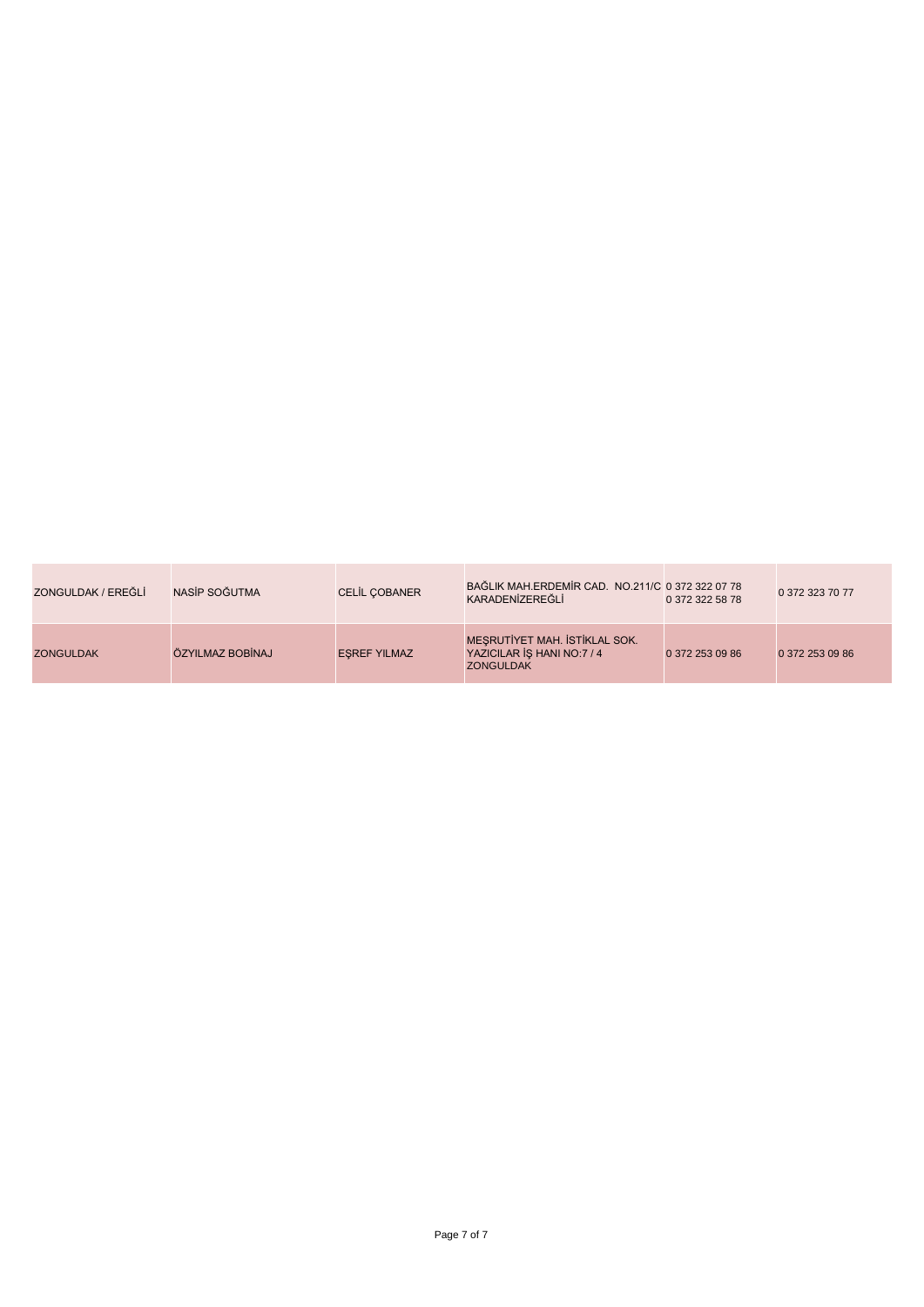| | | | | | |
|---|---|---|---|---|---|
| ZONGULDAK / EREĞLİ | NASİP SOĞUTMA | CELİL ÇOBANER | BAĞLIK MAH.ERDEMİR CAD. NO.211/C KARADENİZEREĞLİ | 0 372 322 07 78 0 372 322 58 78 | 0 372 323 70 77 |
| ZONGULDAK | ÖZYILMAZ BOBİNAJ | EŞREF YILMAZ | MEŞRUTİYET MAH. İSTİKLAL SOK. YAZICILAR İŞ HANI NO:7 / 4 ZONGULDAK | 0 372 253 09 86 | 0 372 253 09 86 |